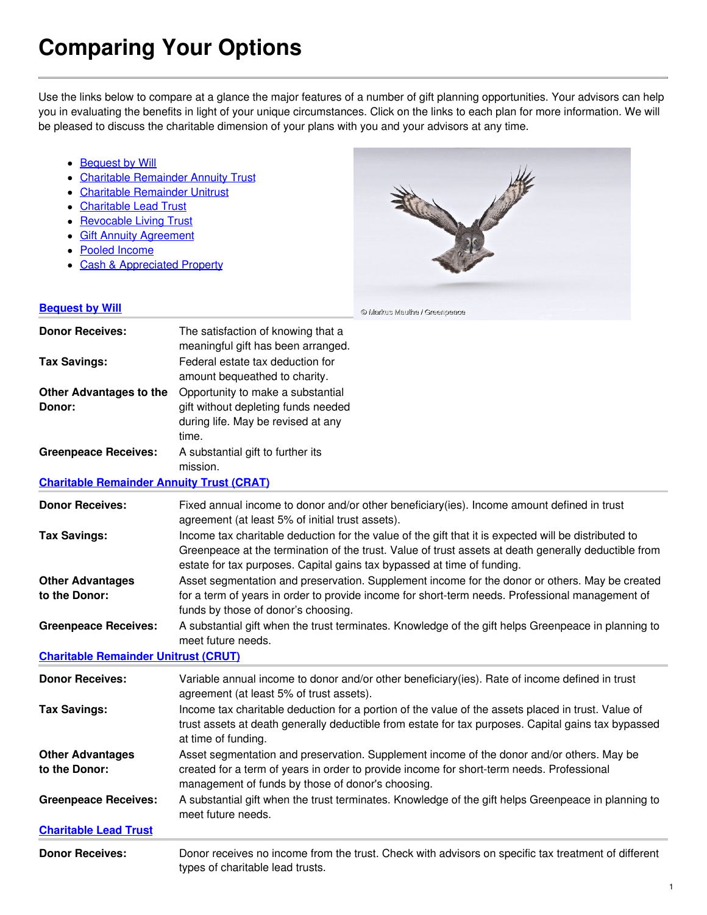# Comparing Your Options

Use the links below to compare at a glance the major features of a number of gift planning opportunities. Your advisors can help you in evaluating the benefits in light of your unique circumstances. Click on the links to each plan for more information. We will be pleased to discuss the charitable dimension of your plans with you and your advisors at any time.

- Bequest by Will
- Charitable Remainder Annuity Trust
- Charitable Remainder Unitrust
- Charitable Lead Trust
- Revocable Living Trust
- Gift Annuity Agreement
- Pooled Income
- Cash & Appreciated Property

© Markus Mauthe / Greenpeace

### Bequest by Will

| | |
|---|---|
| **Donor Receives:** | The satisfaction of knowing that a meaningful gift has been arranged. |
| **Tax Savings:** | Federal estate tax deduction for amount bequeathed to charity. |
| **Other Advantages to the Donor:** | Opportunity to make a substantial gift without depleting funds needed during life. May be revised at any time. |
| **Greenpeace Receives:** | A substantial gift to further its mission. |

### Charitable Remainder Annuity Trust (CRAT)

| | |
|---|---|
| **Donor Receives:** | Fixed annual income to donor and/or other beneficiary(ies). Income amount defined in trust agreement (at least 5% of initial trust assets). |
| **Tax Savings:** | Income tax charitable deduction for the value of the gift that it is expected will be distributed to Greenpeace at the termination of the trust. Value of trust assets at death generally deductible from estate for tax purposes. Capital gains tax bypassed at time of funding. |
| **Other Advantages to the Donor:** | Asset segmentation and preservation. Supplement income for the donor or others. May be created for a term of years in order to provide income for short-term needs. Professional management of funds by those of donor's choosing. |
| **Greenpeace Receives:** | A substantial gift when the trust terminates. Knowledge of the gift helps Greenpeace in planning to meet future needs. |

### Charitable Remainder Unitrust (CRUT)

| | |
|---|---|
| **Donor Receives:** | Variable annual income to donor and/or other beneficiary(ies). Rate of income defined in trust agreement (at least 5% of trust assets). |
| **Tax Savings:** | Income tax charitable deduction for a portion of the value of the assets placed in trust. Value of trust assets at death generally deductible from estate for tax purposes. Capital gains tax bypassed at time of funding. |
| **Other Advantages to the Donor:** | Asset segmentation and preservation. Supplement income of the donor and/or others. May be created for a term of years in order to provide income for short-term needs. Professional management of funds by those of donor's choosing. |
| **Greenpeace Receives:** | A substantial gift when the trust terminates. Knowledge of the gift helps Greenpeace in planning to meet future needs. |

### Charitable Lead Trust

| | |
|---|---|
| **Donor Receives:** | Donor receives no income from the trust. Check with advisors on specific tax treatment of different types of charitable lead trusts. |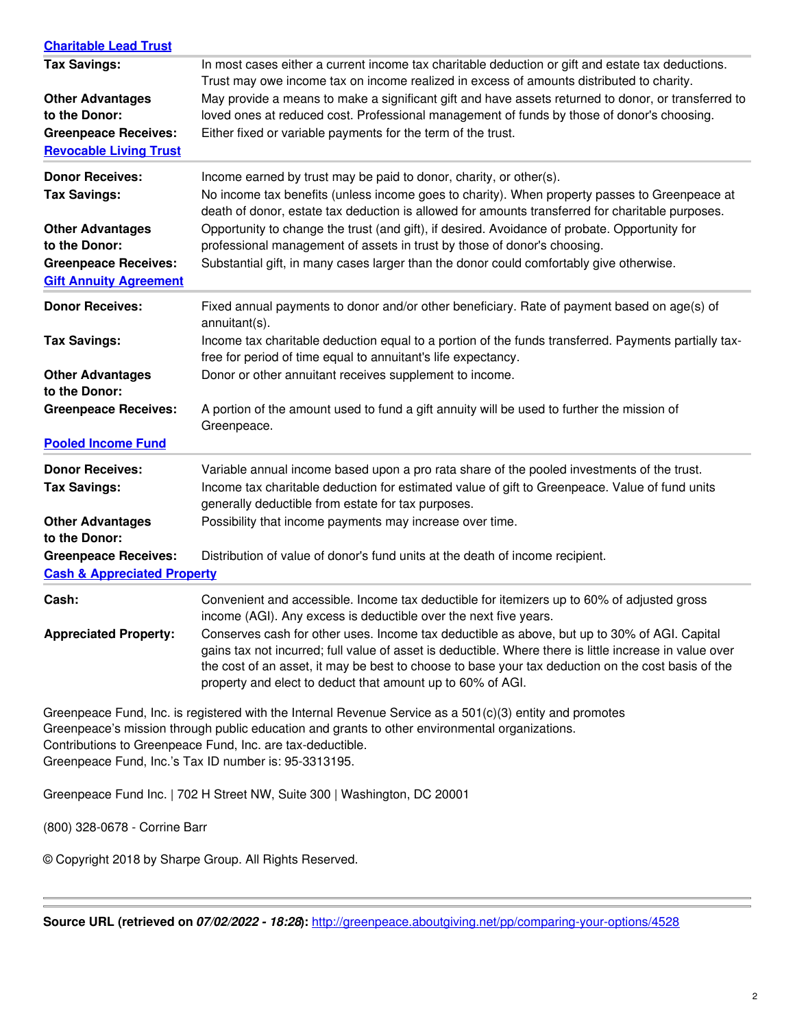## [Charitable Lead Trust](#)

| | |
|---|---|
| **Tax Savings:** | In most cases either a current income tax charitable deduction or gift and estate tax deductions. Trust may owe income tax on income realized in excess of amounts distributed to charity. |
| **Other Advantages to the Donor:** | May provide a means to make a significant gift and have assets returned to donor, or transferred to loved ones at reduced cost. Professional management of funds by those of donor's choosing. |
| **Greenpeace Receives:** | Either fixed or variable payments for the term of the trust. |

## [Revocable Living Trust](#)

| | |
|---|---|
| **Donor Receives:** | Income earned by trust may be paid to donor, charity, or other(s). |
| **Tax Savings:** | No income tax benefits (unless income goes to charity). When property passes to Greenpeace at death of donor, estate tax deduction is allowed for amounts transferred for charitable purposes. |
| **Other Advantages to the Donor:** | Opportunity to change the trust (and gift), if desired. Avoidance of probate. Opportunity for professional management of assets in trust by those of donor's choosing. |
| **Greenpeace Receives:** | Substantial gift, in many cases larger than the donor could comfortably give otherwise. |

## [Gift Annuity Agreement](#)

| | |
|---|---|
| **Donor Receives:** | Fixed annual payments to donor and/or other beneficiary. Rate of payment based on age(s) of annuitant(s). |
| **Tax Savings:** | Income tax charitable deduction equal to a portion of the funds transferred. Payments partially tax-free for period of time equal to annuitant's life expectancy. |
| **Other Advantages to the Donor:** | Donor or other annuitant receives supplement to income. |
| **Greenpeace Receives:** | A portion of the amount used to fund a gift annuity will be used to further the mission of Greenpeace. |

## [Pooled Income Fund](#)

| | |
|---|---|
| **Donor Receives:** | Variable annual income based upon a pro rata share of the pooled investments of the trust. |
| **Tax Savings:** | Income tax charitable deduction for estimated value of gift to Greenpeace. Value of fund units generally deductible from estate for tax purposes. |
| **Other Advantages to the Donor:** | Possibility that income payments may increase over time. |
| **Greenpeace Receives:** | Distribution of value of donor's fund units at the death of income recipient. |

## [Cash & Appreciated Property](#)

| | |
|---|---|
| **Cash:** | Convenient and accessible. Income tax deductible for itemizers up to 60% of adjusted gross income (AGI). Any excess is deductible over the next five years. |
| **Appreciated Property:** | Conserves cash for other uses. Income tax deductible as above, but up to 30% of AGI. Capital gains tax not incurred; full value of asset is deductible. Where there is little increase in value over the cost of an asset, it may be best to choose to base your tax deduction on the cost basis of the property and elect to deduct that amount up to 60% of AGI. |

Greenpeace Fund, Inc. is registered with the Internal Revenue Service as a 501(c)(3) entity and promotes Greenpeace's mission through public education and grants to other environmental organizations.
Contributions to Greenpeace Fund, Inc. are tax-deductible.
Greenpeace Fund, Inc.'s Tax ID number is: 95-3313195.

Greenpeace Fund Inc. | 702 H Street NW, Suite 300 | Washington, DC 20001

(800) 328-0678 - Corrine Barr

© Copyright 2018 by Sharpe Group. All Rights Reserved.

---

**Source URL (retrieved on *07/02/2022 - 18:28*):** http://greenpeace.aboutgiving.net/pp/comparing-your-options/4528